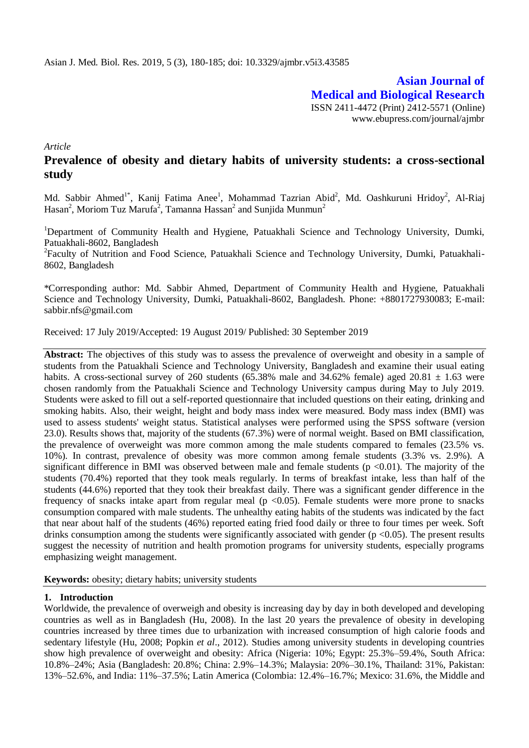*Article*

# Prevalence of obesity and dietary habits of university students: a cross-sectional study

Md. Sabbir Ahmed[1*], Kanij Fatima Anee[1], Mohammad Tazrian Abid[2], Md. Oashkuruni Hridoy[2], Al-Riaj Hasan[2], Moriom Tuz Marufa[2], Tamanna Hassan[2] and Sunjida Munmun[2]

[1]Department of Community Health and Hygiene, Patuakhali Science and Technology University, Dumki, Patuakhali-8602, Bangladesh

[2]Faculty of Nutrition and Food Science, Patuakhali Science and Technology University, Dumki, Patuakhali-8602, Bangladesh

*Corresponding author: Md. Sabbir Ahmed, Department of Community Health and Hygiene, Patuakhali Science and Technology University, Dumki, Patuakhali-8602, Bangladesh. Phone: +8801727930083; E-mail: sabbir.nfs@gmail.com

Received: 17 July 2019/Accepted: 19 August 2019/ Published: 30 September 2019

**Abstract:** The objectives of this study was to assess the prevalence of overweight and obesity in a sample of students from the Patuakhali Science and Technology University, Bangladesh and examine their usual eating habits. A cross-sectional survey of 260 students (65.38% male and 34.62% female) aged $20.81 \pm 1.63$ were chosen randomly from the Patuakhali Science and Technology University campus during May to July 2019. Students were asked to fill out a self-reported questionnaire that included questions on their eating, drinking and smoking habits. Also, their weight, height and body mass index were measured. Body mass index (BMI) was used to assess students' weight status. Statistical analyses were performed using the SPSS software (version 23.0). Results shows that, majority of the students (67.3%) were of normal weight. Based on BMI classification, the prevalence of overweight was more common among the male students compared to females (23.5% vs. 10%). In contrast, prevalence of obesity was more common among female students (3.3% vs. 2.9%). A significant difference in BMI was observed between male and female students ($p < 0.01$). The majority of the students (70.4%) reported that they took meals regularly. In terms of breakfast intake, less than half of the students (44.6%) reported that they took their breakfast daily. There was a significant gender difference in the frequency of snacks intake apart from regular meal ($p < 0.05$). Female students were more prone to snacks consumption compared with male students. The unhealthy eating habits of the students was indicated by the fact that near about half of the students (46%) reported eating fried food daily or three to four times per week. Soft drinks consumption among the students were significantly associated with gender ($p < 0.05$). The present results suggest the necessity of nutrition and health promotion programs for university students, especially programs emphasizing weight management.

**Keywords:** obesity; dietary habits; university students

## 1. Introduction

Worldwide, the prevalence of overweigh and obesity is increasing day by day in both developed and developing countries as well as in Bangladesh (Hu, 2008). In the last 20 years the prevalence of obesity in developing countries increased by three times due to urbanization with increased consumption of high calorie foods and sedentary lifestyle (Hu, 2008; Popkin *et al*., 2012). Studies among university students in developing countries show high prevalence of overweight and obesity: Africa (Nigeria: 10%; Egypt: 25.3%–59.4%, South Africa: 10.8%–24%; Asia (Bangladesh: 20.8%; China: 2.9%–14.3%; Malaysia: 20%–30.1%, Thailand: 31%, Pakistan: 13%–52.6%, and India: 11%–37.5%; Latin America (Colombia: 12.4%–16.7%; Mexico: 31.6%, the Middle and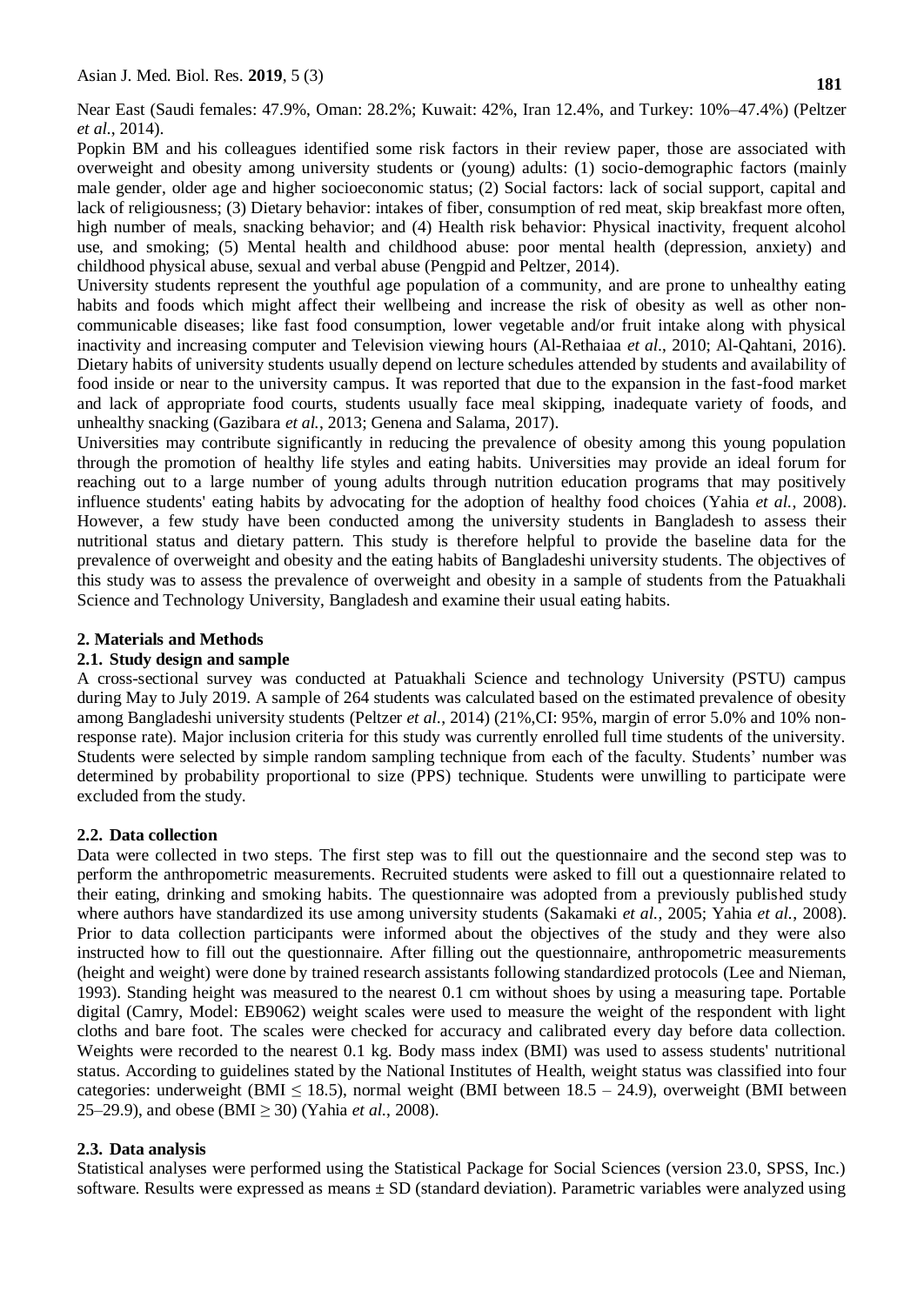Near East (Saudi females: 47.9%, Oman: 28.2%; Kuwait: 42%, Iran 12.4%, and Turkey: 10%–47.4%) (Peltzer *et al.*, 2014).

Popkin BM and his colleagues identified some risk factors in their review paper, those are associated with overweight and obesity among university students or (young) adults: (1) socio-demographic factors (mainly male gender, older age and higher socioeconomic status; (2) Social factors: lack of social support, capital and lack of religiousness; (3) Dietary behavior: intakes of fiber, consumption of red meat, skip breakfast more often, high number of meals, snacking behavior; and (4) Health risk behavior: Physical inactivity, frequent alcohol use, and smoking; (5) Mental health and childhood abuse: poor mental health (depression, anxiety) and childhood physical abuse, sexual and verbal abuse (Pengpid and Peltzer, 2014).

University students represent the youthful age population of a community, and are prone to unhealthy eating habits and foods which might affect their wellbeing and increase the risk of obesity as well as other non-communicable diseases; like fast food consumption, lower vegetable and/or fruit intake along with physical inactivity and increasing computer and Television viewing hours (Al-Rethaiaa *et al*., 2010; Al-Qahtani, 2016). Dietary habits of university students usually depend on lecture schedules attended by students and availability of food inside or near to the university campus. It was reported that due to the expansion in the fast-food market and lack of appropriate food courts, students usually face meal skipping, inadequate variety of foods, and unhealthy snacking (Gazibara *et al.*, 2013; Genena and Salama, 2017).

Universities may contribute significantly in reducing the prevalence of obesity among this young population through the promotion of healthy life styles and eating habits. Universities may provide an ideal forum for reaching out to a large number of young adults through nutrition education programs that may positively influence students' eating habits by advocating for the adoption of healthy food choices (Yahia *et al.*, 2008). However, a few study have been conducted among the university students in Bangladesh to assess their nutritional status and dietary pattern. This study is therefore helpful to provide the baseline data for the prevalence of overweight and obesity and the eating habits of Bangladeshi university students. The objectives of this study was to assess the prevalence of overweight and obesity in a sample of students from the Patuakhali Science and Technology University, Bangladesh and examine their usual eating habits.

## 2. Materials and Methods

### 2.1. Study design and sample

A cross-sectional survey was conducted at Patuakhali Science and technology University (PSTU) campus during May to July 2019. A sample of 264 students was calculated based on the estimated prevalence of obesity among Bangladeshi university students (Peltzer *et al.*, 2014) (21%,CI: 95%, margin of error 5.0% and 10% non-response rate). Major inclusion criteria for this study was currently enrolled full time students of the university. Students were selected by simple random sampling technique from each of the faculty. Students' number was determined by probability proportional to size (PPS) technique. Students were unwilling to participate were excluded from the study.

### 2.2. Data collection

Data were collected in two steps. The first step was to fill out the questionnaire and the second step was to perform the anthropometric measurements. Recruited students were asked to fill out a questionnaire related to their eating, drinking and smoking habits. The questionnaire was adopted from a previously published study where authors have standardized its use among university students (Sakamaki *et al.*, 2005; Yahia *et al.*, 2008). Prior to data collection participants were informed about the objectives of the study and they were also instructed how to fill out the questionnaire. After filling out the questionnaire, anthropometric measurements (height and weight) were done by trained research assistants following standardized protocols (Lee and Nieman, 1993). Standing height was measured to the nearest 0.1 cm without shoes by using a measuring tape. Portable digital (Camry, Model: EB9062) weight scales were used to measure the weight of the respondent with light cloths and bare foot. The scales were checked for accuracy and calibrated every day before data collection. Weights were recorded to the nearest 0.1 kg. Body mass index (BMI) was used to assess students' nutritional status. According to guidelines stated by the National Institutes of Health, weight status was classified into four categories: underweight (BMI $\leq$ 18.5), normal weight (BMI between 18.5 – 24.9), overweight (BMI between 25–29.9), and obese (BMI $\geq$ 30) (Yahia *et al.*, 2008).

### 2.3. Data analysis

Statistical analyses were performed using the Statistical Package for Social Sciences (version 23.0, SPSS, Inc.) software. Results were expressed as means ± SD (standard deviation). Parametric variables were analyzed using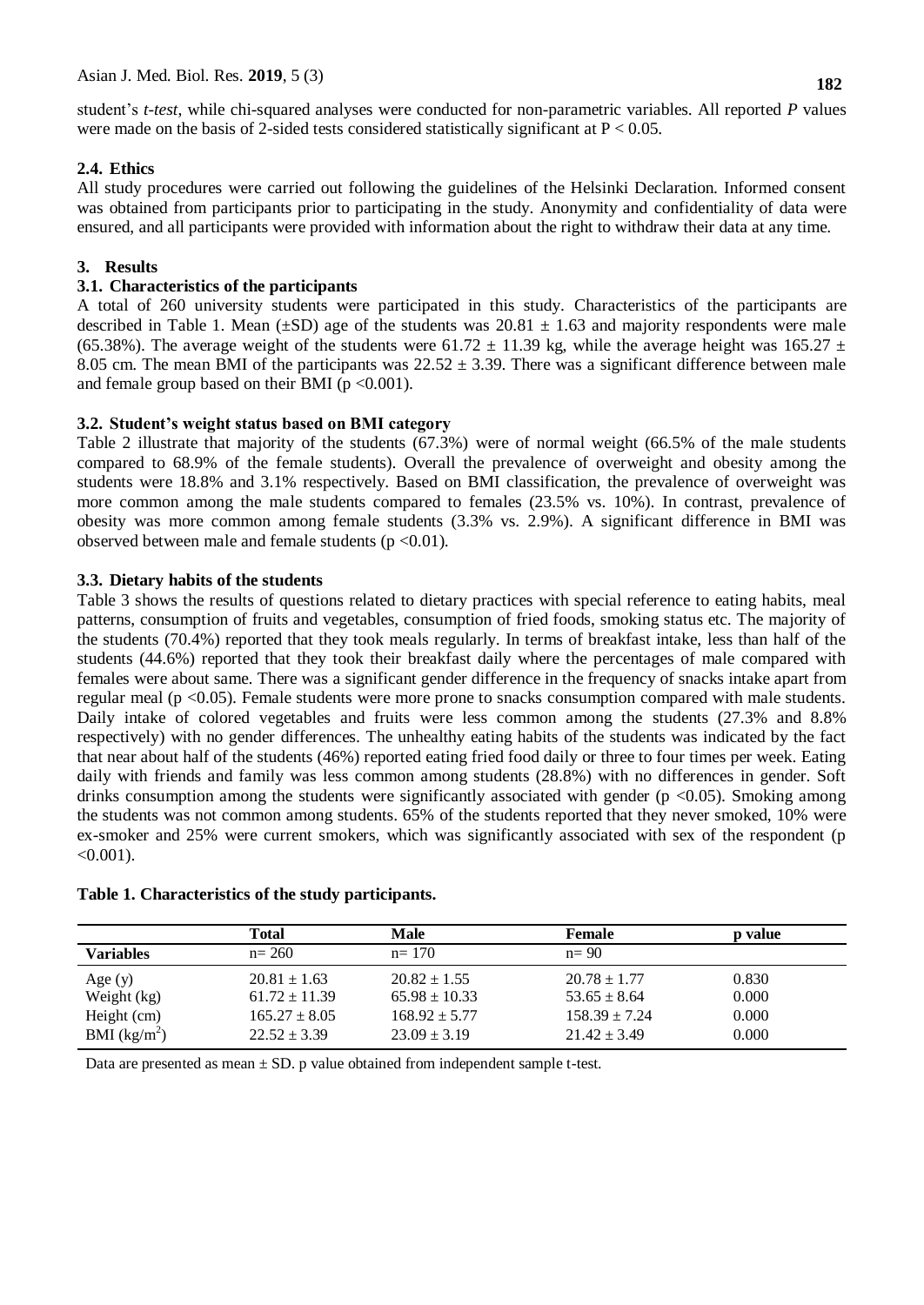student's *t-test*, while chi-squared analyses were conducted for non-parametric variables. All reported *P* values were made on the basis of 2-sided tests considered statistically significant at $P < 0.05$.

### 2.4. Ethics

All study procedures were carried out following the guidelines of the Helsinki Declaration. Informed consent was obtained from participants prior to participating in the study. Anonymity and confidentiality of data were ensured, and all participants were provided with information about the right to withdraw their data at any time.

## 3. Results

### 3.1. Characteristics of the participants

A total of 260 university students were participated in this study. Characteristics of the participants are described in Table 1. Mean (±SD) age of the students was 20.81 ± 1.63 and majority respondents were male (65.38%). The average weight of the students were 61.72 ± 11.39 kg, while the average height was 165.27 ± 8.05 cm. The mean BMI of the participants was 22.52 ± 3.39. There was a significant difference between male and female group based on their BMI ($p < 0.001$).

### 3.2. Student's weight status based on BMI category

Table 2 illustrate that majority of the students (67.3%) were of normal weight (66.5% of the male students compared to 68.9% of the female students). Overall the prevalence of overweight and obesity among the students were 18.8% and 3.1% respectively. Based on BMI classification, the prevalence of overweight was more common among the male students compared to females (23.5% vs. 10%). In contrast, prevalence of obesity was more common among female students (3.3% vs. 2.9%). A significant difference in BMI was observed between male and female students ($p < 0.01$).

### 3.3. Dietary habits of the students

Table 3 shows the results of questions related to dietary practices with special reference to eating habits, meal patterns, consumption of fruits and vegetables, consumption of fried foods, smoking status etc. The majority of the students (70.4%) reported that they took meals regularly. In terms of breakfast intake, less than half of the students (44.6%) reported that they took their breakfast daily where the percentages of male compared with females were about same. There was a significant gender difference in the frequency of snacks intake apart from regular meal ($p < 0.05$). Female students were more prone to snacks consumption compared with male students. Daily intake of colored vegetables and fruits were less common among the students (27.3% and 8.8% respectively) with no gender differences. The unhealthy eating habits of the students was indicated by the fact that near about half of the students (46%) reported eating fried food daily or three to four times per week. Eating daily with friends and family was less common among students (28.8%) with no differences in gender. Soft drinks consumption among the students were significantly associated with gender ($p < 0.05$). Smoking among the students was not common among students. 65% of the students reported that they never smoked, 10% were ex-smoker and 25% were current smokers, which was significantly associated with sex of the respondent ($p < 0.001$).

**Table 1. Characteristics of the study participants.**

| Variables | Total n= 260 | Male n= 170 | Female n= 90 | p value |
|---|---|---|---|---|
| Age (y) | 20.81 ± 1.63 | 20.82 ± 1.55 | 20.78 ± 1.77 | 0.830 |
| Weight (kg) | 61.72 ± 11.39 | 65.98 ± 10.33 | 53.65 ± 8.64 | 0.000 |
| Height (cm) | 165.27 ± 8.05 | 168.92 ± 5.77 | 158.39 ± 7.24 | 0.000 |
| BMI ($kg/m^2$) | 22.52 ± 3.39 | 23.09 ± 3.19 | 21.42 ± 3.49 | 0.000 |

Data are presented as mean ± SD. p value obtained from independent sample t-test.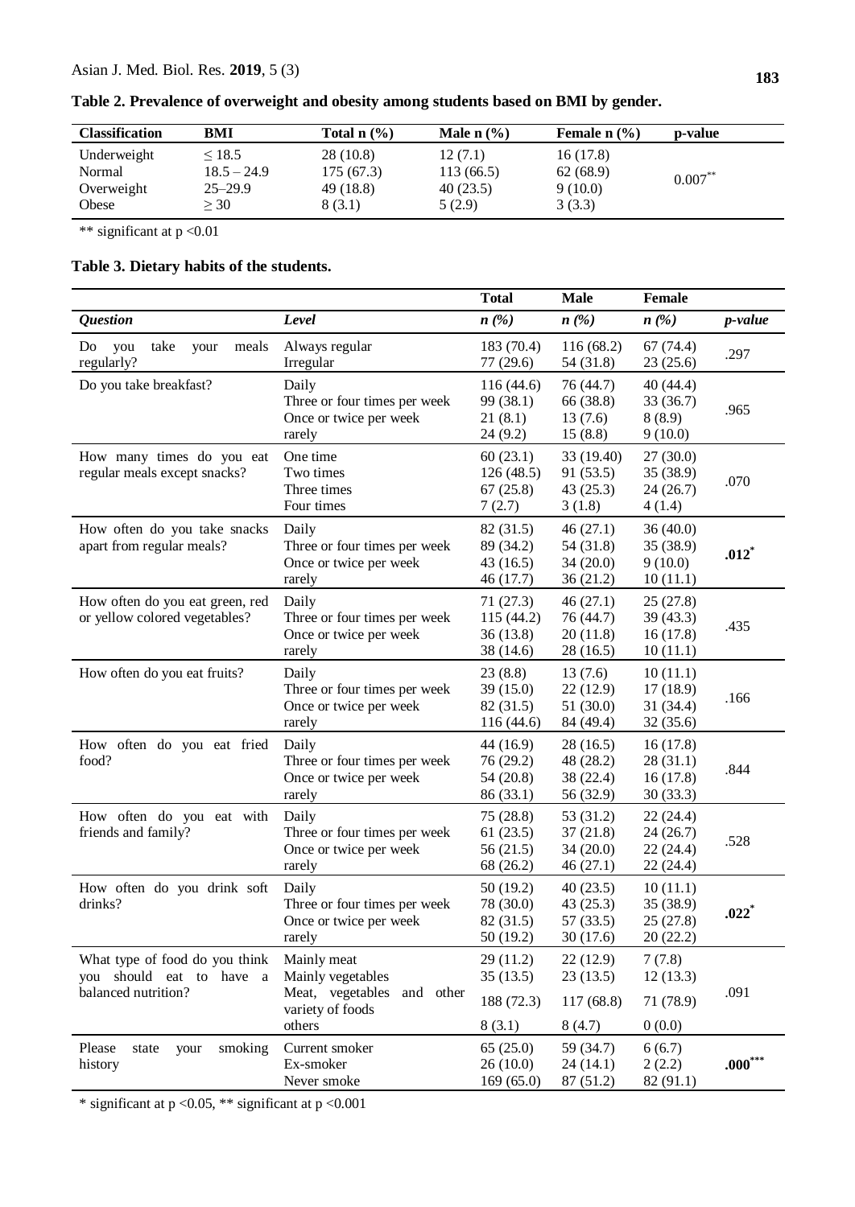**Table 2. Prevalence of overweight and obesity among students based on BMI by gender.**

| Classification | BMI | Total n (%) | Male n (%) | Female n (%) | p-value |
|---|---|---|---|---|---|
| Underweight | ≤ 18.5 | 28 (10.8) | 12 (7.1) | 16 (17.8) | $0.007^{**}$ |
| Normal | 18.5 – 24.9 | 175 (67.3) | 113 (66.5) | 62 (68.9) | |
| Overweight | 25–29.9 | 49 (18.8) | 40 (23.5) | 9 (10.0) | |
| Obese | ≥ 30 | 8 (3.1) | 5 (2.9) | 3 (3.3) | |

** significant at p <0.01

**Table 3. Dietary habits of the students.**

| | | Total | Male | Female | |
|---|---|---|---|---|---|
| ***Question*** | ***Level*** | ***n (%)*** | ***n (%)*** | ***n (%)*** | ***p-value*** |
| Do you take your meals regularly? | Always regular | 183 (70.4) | 116 (68.2) | 67 (74.4) | .297 |
| | Irregular | 77 (29.6) | 54 (31.8) | 23 (25.6) | |
| Do you take breakfast? | Daily | 116 (44.6) | 76 (44.7) | 40 (44.4) | .965 |
| | Three or four times per week | 99 (38.1) | 66 (38.8) | 33 (36.7) | |
| | Once or twice per week | 21 (8.1) | 13 (7.6) | 8 (8.9) | |
| | rarely | 24 (9.2) | 15 (8.8) | 9 (10.0) | |
| How many times do you eat regular meals except snacks? | One time | 60 (23.1) | 33 (19.40) | 27 (30.0) | .070 |
| | Two times | 126 (48.5) | 91 (53.5) | 35 (38.9) | |
| | Three times | 67 (25.8) | 43 (25.3) | 24 (26.7) | |
| | Four times | 7 (2.7) | 3 (1.8) | 4 (1.4) | |
| How often do you take snacks apart from regular meals? | Daily | 82 (31.5) | 46 (27.1) | 36 (40.0) | **$.012^{*}$** |
| | Three or four times per week | 89 (34.2) | 54 (31.8) | 35 (38.9) | |
| | Once or twice per week | 43 (16.5) | 34 (20.0) | 9 (10.0) | |
| | rarely | 46 (17.7) | 36 (21.2) | 10 (11.1) | |
| How often do you eat green, red or yellow colored vegetables? | Daily | 71 (27.3) | 46 (27.1) | 25 (27.8) | .435 |
| | Three or four times per week | 115 (44.2) | 76 (44.7) | 39 (43.3) | |
| | Once or twice per week | 36 (13.8) | 20 (11.8) | 16 (17.8) | |
| | rarely | 38 (14.6) | 28 (16.5) | 10 (11.1) | |
| How often do you eat fruits? | Daily | 23 (8.8) | 13 (7.6) | 10 (11.1) | .166 |
| | Three or four times per week | 39 (15.0) | 22 (12.9) | 17 (18.9) | |
| | Once or twice per week | 82 (31.5) | 51 (30.0) | 31 (34.4) | |
| | rarely | 116 (44.6) | 84 (49.4) | 32 (35.6) | |
| How often do you eat fried food? | Daily | 44 (16.9) | 28 (16.5) | 16 (17.8) | .844 |
| | Three or four times per week | 76 (29.2) | 48 (28.2) | 28 (31.1) | |
| | Once or twice per week | 54 (20.8) | 38 (22.4) | 16 (17.8) | |
| | rarely | 86 (33.1) | 56 (32.9) | 30 (33.3) | |
| How often do you eat with friends and family? | Daily | 75 (28.8) | 53 (31.2) | 22 (24.4) | .528 |
| | Three or four times per week | 61 (23.5) | 37 (21.8) | 24 (26.7) | |
| | Once or twice per week | 56 (21.5) | 34 (20.0) | 22 (24.4) | |
| | rarely | 68 (26.2) | 46 (27.1) | 22 (24.4) | |
| How often do you drink soft drinks? | Daily | 50 (19.2) | 40 (23.5) | 10 (11.1) | **$.022^{*}$** |
| | Three or four times per week | 78 (30.0) | 43 (25.3) | 35 (38.9) | |
| | Once or twice per week | 82 (31.5) | 57 (33.5) | 25 (27.8) | |
| | rarely | 50 (19.2) | 30 (17.6) | 20 (22.2) | |
| What type of food do you think you should eat to have a balanced nutrition? | Mainly meat | 29 (11.2) | 22 (12.9) | 7 (7.8) | .091 |
| | Mainly vegetables | 35 (13.5) | 23 (13.5) | 12 (13.3) | |
| | Meat, vegetables and other variety of foods | 188 (72.3) | 117 (68.8) | 71 (78.9) | |
| | others | 8 (3.1) | 8 (4.7) | 0 (0.0) | |
| Please state your smoking history | Current smoker | 65 (25.0) | 59 (34.7) | 6 (6.7) | **$.000^{***}$** |
| | Ex-smoker | 26 (10.0) | 24 (14.1) | 2 (2.2) | |
| | Never smoke | 169 (65.0) | 87 (51.2) | 82 (91.1) | |

\* significant at p <0.05, ** significant at p <0.001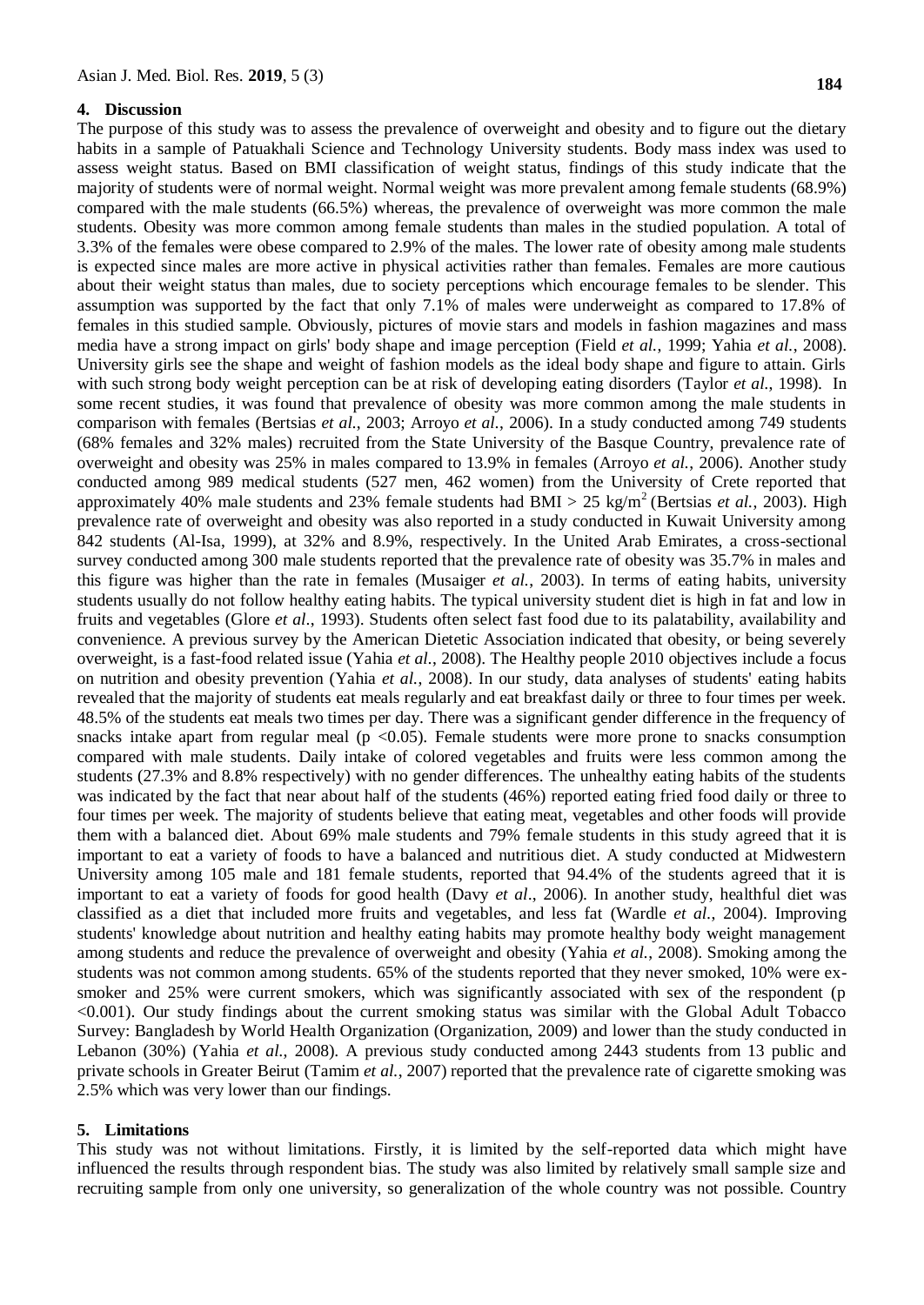## 4. Discussion

The purpose of this study was to assess the prevalence of overweight and obesity and to figure out the dietary habits in a sample of Patuakhali Science and Technology University students. Body mass index was used to assess weight status. Based on BMI classification of weight status, findings of this study indicate that the majority of students were of normal weight. Normal weight was more prevalent among female students (68.9%) compared with the male students (66.5%) whereas, the prevalence of overweight was more common the male students. Obesity was more common among female students than males in the studied population. A total of 3.3% of the females were obese compared to 2.9% of the males. The lower rate of obesity among male students is expected since males are more active in physical activities rather than females. Females are more cautious about their weight status than males, due to society perceptions which encourage females to be slender. This assumption was supported by the fact that only 7.1% of males were underweight as compared to 17.8% of females in this studied sample. Obviously, pictures of movie stars and models in fashion magazines and mass media have a strong impact on girls' body shape and image perception (Field *et al.*, 1999; Yahia *et al.*, 2008). University girls see the shape and weight of fashion models as the ideal body shape and figure to attain. Girls with such strong body weight perception can be at risk of developing eating disorders (Taylor *et al.*, 1998). In some recent studies, it was found that prevalence of obesity was more common among the male students in comparison with females (Bertsias *et al.*, 2003; Arroyo *et al.*, 2006). In a study conducted among 749 students (68% females and 32% males) recruited from the State University of the Basque Country, prevalence rate of overweight and obesity was 25% in males compared to 13.9% in females (Arroyo *et al.*, 2006). Another study conducted among 989 medical students (527 men, 462 women) from the University of Crete reported that approximately 40% male students and 23% female students had BMI > 25 kg/m$^2$ (Bertsias *et al.*, 2003). High prevalence rate of overweight and obesity was also reported in a study conducted in Kuwait University among 842 students (Al-Isa, 1999), at 32% and 8.9%, respectively. In the United Arab Emirates, a cross-sectional survey conducted among 300 male students reported that the prevalence rate of obesity was 35.7% in males and this figure was higher than the rate in females (Musaiger *et al.*, 2003). In terms of eating habits, university students usually do not follow healthy eating habits. The typical university student diet is high in fat and low in fruits and vegetables (Glore *et al*., 1993). Students often select fast food due to its palatability, availability and convenience. A previous survey by the American Dietetic Association indicated that obesity, or being severely overweight, is a fast-food related issue (Yahia *et al.*, 2008). The Healthy people 2010 objectives include a focus on nutrition and obesity prevention (Yahia *et al.*, 2008). In our study, data analyses of students' eating habits revealed that the majority of students eat meals regularly and eat breakfast daily or three to four times per week. 48.5% of the students eat meals two times per day. There was a significant gender difference in the frequency of snacks intake apart from regular meal ($p < 0.05$). Female students were more prone to snacks consumption compared with male students. Daily intake of colored vegetables and fruits were less common among the students (27.3% and 8.8% respectively) with no gender differences. The unhealthy eating habits of the students was indicated by the fact that near about half of the students (46%) reported eating fried food daily or three to four times per week. The majority of students believe that eating meat, vegetables and other foods will provide them with a balanced diet. About 69% male students and 79% female students in this study agreed that it is important to eat a variety of foods to have a balanced and nutritious diet. A study conducted at Midwestern University among 105 male and 181 female students, reported that 94.4% of the students agreed that it is important to eat a variety of foods for good health (Davy *et al*., 2006). In another study, healthful diet was classified as a diet that included more fruits and vegetables, and less fat (Wardle *et al.*, 2004). Improving students' knowledge about nutrition and healthy eating habits may promote healthy body weight management among students and reduce the prevalence of overweight and obesity (Yahia *et al.*, 2008). Smoking among the students was not common among students. 65% of the students reported that they never smoked, 10% were ex-smoker and 25% were current smokers, which was significantly associated with sex of the respondent ($p < 0.001$). Our study findings about the current smoking status was similar with the Global Adult Tobacco Survey: Bangladesh by World Health Organization (Organization, 2009) and lower than the study conducted in Lebanon (30%) (Yahia *et al.*, 2008). A previous study conducted among 2443 students from 13 public and private schools in Greater Beirut (Tamim *et al.*, 2007) reported that the prevalence rate of cigarette smoking was 2.5% which was very lower than our findings.

## 5. Limitations

This study was not without limitations. Firstly, it is limited by the self-reported data which might have influenced the results through respondent bias. The study was also limited by relatively small sample size and recruiting sample from only one university, so generalization of the whole country was not possible. Country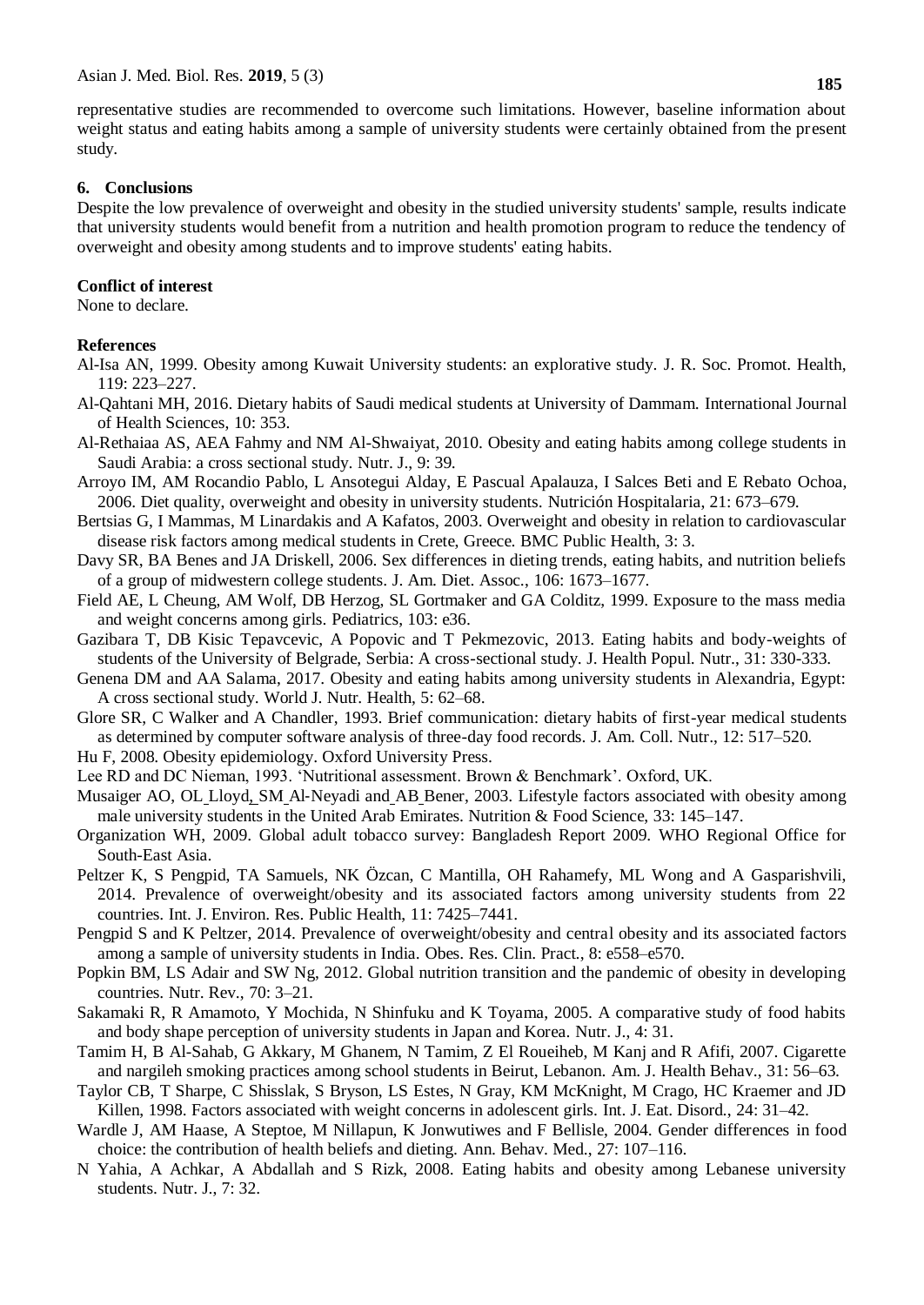representative studies are recommended to overcome such limitations. However, baseline information about weight status and eating habits among a sample of university students were certainly obtained from the present study.

## 6. Conclusions

Despite the low prevalence of overweight and obesity in the studied university students' sample, results indicate that university students would benefit from a nutrition and health promotion program to reduce the tendency of overweight and obesity among students and to improve students' eating habits.

## Conflict of interest

None to declare.

## References

Al-Isa AN, 1999. Obesity among Kuwait University students: an explorative study. J. R. Soc. Promot. Health, 119: 223–227.

Al-Qahtani MH, 2016. Dietary habits of Saudi medical students at University of Dammam. International Journal of Health Sciences, 10: 353.

Al-Rethaiaa AS, AEA Fahmy and NM Al-Shwaiyat, 2010. Obesity and eating habits among college students in Saudi Arabia: a cross sectional study. Nutr. J., 9: 39.

Arroyo IM, AM Rocandio Pablo, L Ansotegui Alday, E Pascual Apalauza, I Salces Beti and E Rebato Ochoa, 2006. Diet quality, overweight and obesity in university students. Nutrición Hospitalaria, 21: 673–679.

Bertsias G, I Mammas, M Linardakis and A Kafatos, 2003. Overweight and obesity in relation to cardiovascular disease risk factors among medical students in Crete, Greece. BMC Public Health, 3: 3.

Davy SR, BA Benes and JA Driskell, 2006. Sex differences in dieting trends, eating habits, and nutrition beliefs of a group of midwestern college students. J. Am. Diet. Assoc., 106: 1673–1677.

Field AE, L Cheung, AM Wolf, DB Herzog, SL Gortmaker and GA Colditz, 1999. Exposure to the mass media and weight concerns among girls. Pediatrics, 103: e36.

Gazibara T, DB Kisic Tepavcevic, A Popovic and T Pekmezovic, 2013. Eating habits and body-weights of students of the University of Belgrade, Serbia: A cross-sectional study. J. Health Popul. Nutr., 31: 330-333.

Genena DM and AA Salama, 2017. Obesity and eating habits among university students in Alexandria, Egypt: A cross sectional study. World J. Nutr. Health, 5: 62–68.

Glore SR, C Walker and A Chandler, 1993. Brief communication: dietary habits of first-year medical students as determined by computer software analysis of three-day food records. J. Am. Coll. Nutr., 12: 517–520.

Hu F, 2008. Obesity epidemiology. Oxford University Press.

Lee RD and DC Nieman, 1993. 'Nutritional assessment. Brown & Benchmark'. Oxford, UK.

Musaiger AO, OL Lloyd, SM Al-Neyadi and AB Bener, 2003. Lifestyle factors associated with obesity among male university students in the United Arab Emirates. Nutrition & Food Science, 33: 145–147.

Organization WH, 2009. Global adult tobacco survey: Bangladesh Report 2009. WHO Regional Office for South-East Asia.

Peltzer K, S Pengpid, TA Samuels, NK Özcan, C Mantilla, OH Rahamefy, ML Wong and A Gasparishvili, 2014. Prevalence of overweight/obesity and its associated factors among university students from 22 countries. Int. J. Environ. Res. Public Health, 11: 7425–7441.

Pengpid S and K Peltzer, 2014. Prevalence of overweight/obesity and central obesity and its associated factors among a sample of university students in India. Obes. Res. Clin. Pract., 8: e558–e570.

Popkin BM, LS Adair and SW Ng, 2012. Global nutrition transition and the pandemic of obesity in developing countries. Nutr. Rev., 70: 3–21.

Sakamaki R, R Amamoto, Y Mochida, N Shinfuku and K Toyama, 2005. A comparative study of food habits and body shape perception of university students in Japan and Korea. Nutr. J., 4: 31.

Tamim H, B Al-Sahab, G Akkary, M Ghanem, N Tamim, Z El Roueiheb, M Kanj and R Afifi, 2007. Cigarette and nargileh smoking practices among school students in Beirut, Lebanon. Am. J. Health Behav., 31: 56–63.

Taylor CB, T Sharpe, C Shisslak, S Bryson, LS Estes, N Gray, KM McKnight, M Crago, HC Kraemer and JD Killen, 1998. Factors associated with weight concerns in adolescent girls. Int. J. Eat. Disord., 24: 31–42.

Wardle J, AM Haase, A Steptoe, M Nillapun, K Jonwutiwes and F Bellisle, 2004. Gender differences in food choice: the contribution of health beliefs and dieting. Ann. Behav. Med., 27: 107–116.

N Yahia, A Achkar, A Abdallah and S Rizk, 2008. Eating habits and obesity among Lebanese university students. Nutr. J., 7: 32.